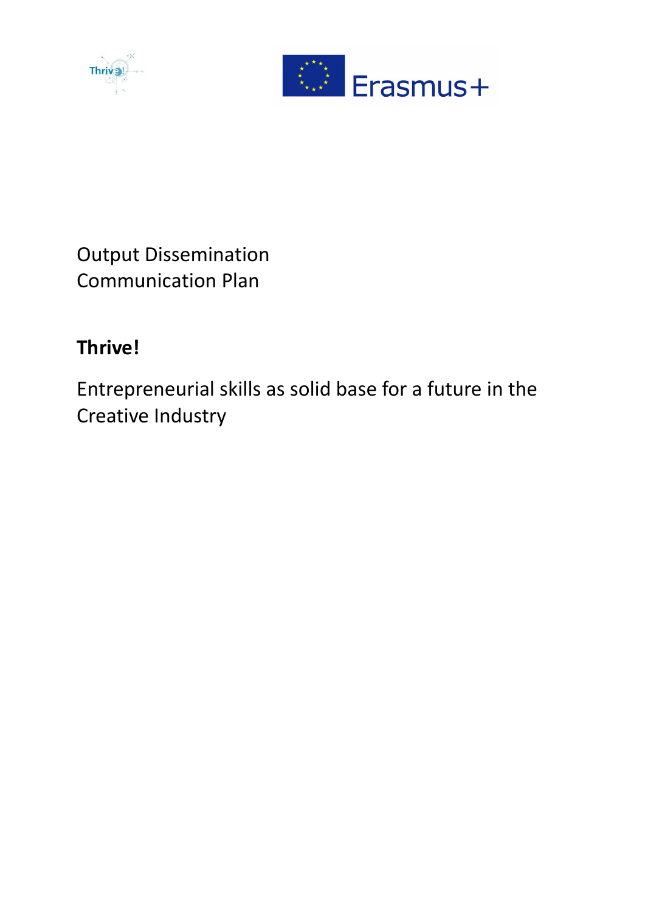Output Dissemination
Communication Plan

**Thrive!**

Entrepreneurial skills as solid base for a future in the Creative Industry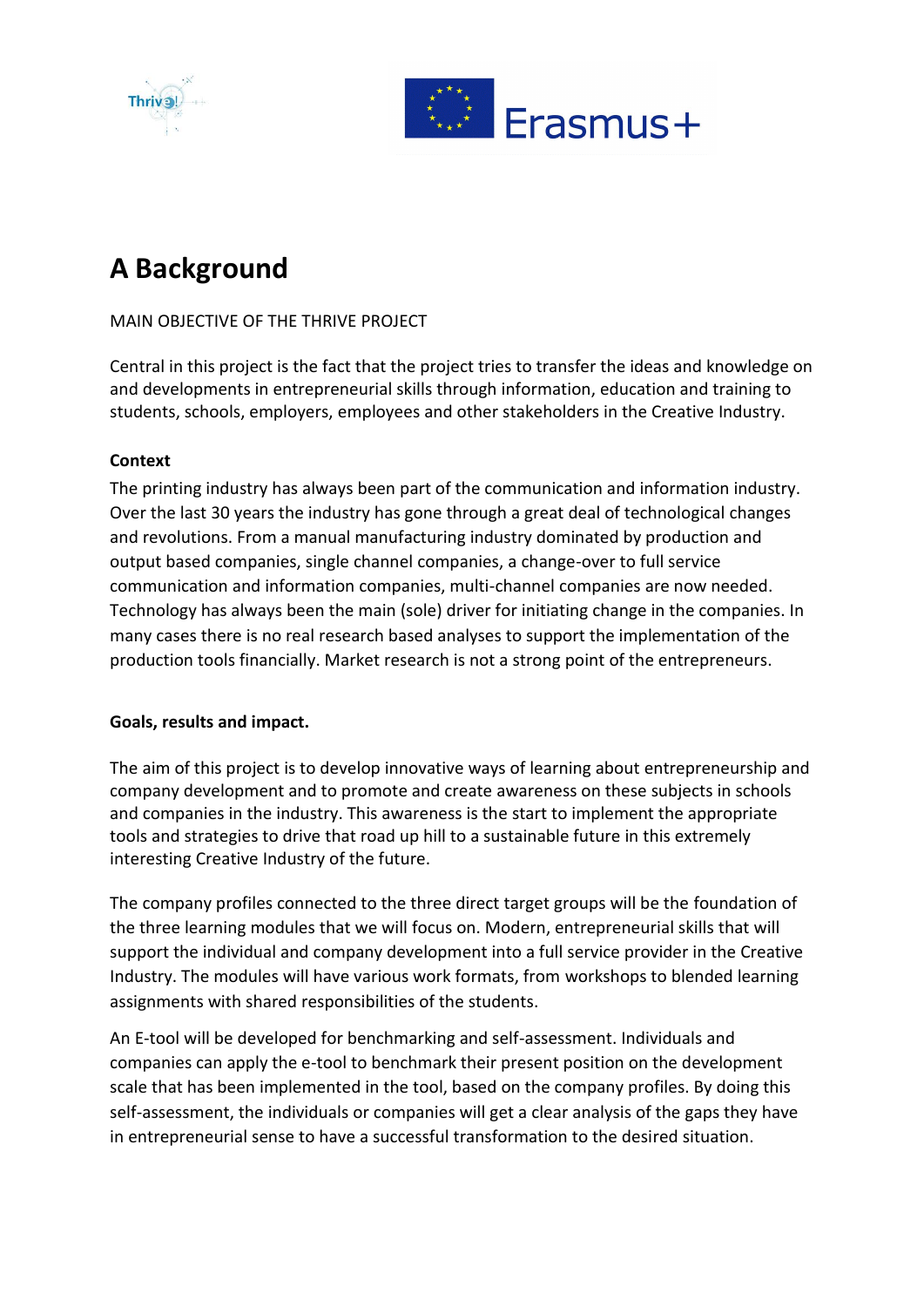# A Background

MAIN OBJECTIVE OF THE THRIVE PROJECT

Central in this project is the fact that the project tries to transfer the ideas and knowledge on and developments in entrepreneurial skills through information, education and training to students, schools, employers, employees and other stakeholders in the Creative Industry.

**Context**

The printing industry has always been part of the communication and information industry. Over the last 30 years the industry has gone through a great deal of technological changes and revolutions. From a manual manufacturing industry dominated by production and output based companies, single channel companies, a change-over to full service communication and information companies, multi-channel companies are now needed. Technology has always been the main (sole) driver for initiating change in the companies. In many cases there is no real research based analyses to support the implementation of the production tools financially. Market research is not a strong point of the entrepreneurs.

**Goals, results and impact.**

The aim of this project is to develop innovative ways of learning about entrepreneurship and company development and to promote and create awareness on these subjects in schools and companies in the industry. This awareness is the start to implement the appropriate tools and strategies to drive that road up hill to a sustainable future in this extremely interesting Creative Industry of the future.

The company profiles connected to the three direct target groups will be the foundation of the three learning modules that we will focus on. Modern, entrepreneurial skills that will support the individual and company development into a full service provider in the Creative Industry. The modules will have various work formats, from workshops to blended learning assignments with shared responsibilities of the students.

An E-tool will be developed for benchmarking and self-assessment. Individuals and companies can apply the e-tool to benchmark their present position on the development scale that has been implemented in the tool, based on the company profiles. By doing this self-assessment, the individuals or companies will get a clear analysis of the gaps they have in entrepreneurial sense to have a successful transformation to the desired situation.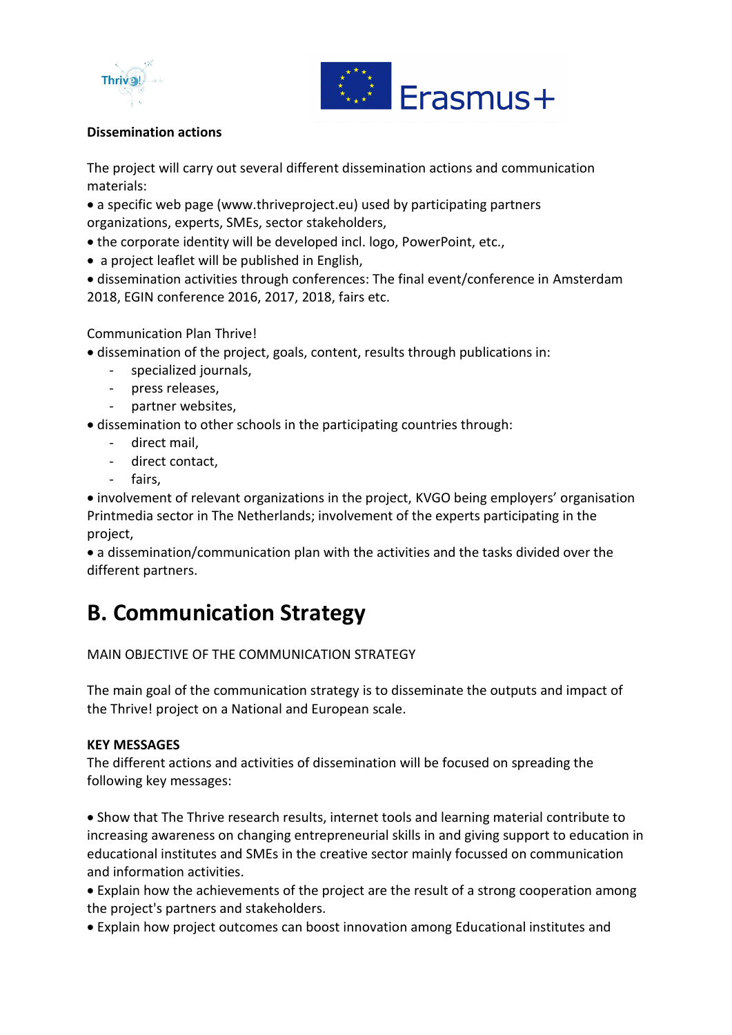**Dissemination actions**

The project will carry out several different dissemination actions and communication materials:

- a specific web page (www.thriveproject.eu) used by participating partners organizations, experts, SMEs, sector stakeholders,
- the corporate identity will be developed incl. logo, PowerPoint, etc.,
- a project leaflet will be published in English,
- dissemination activities through conferences: The final event/conference in Amsterdam 2018, EGIN conference 2016, 2017, 2018, fairs etc.

Communication Plan Thrive!

- dissemination of the project, goals, content, results through publications in:
  - specialized journals,
  - press releases,
  - partner websites,
- dissemination to other schools in the participating countries through:
  - direct mail,
  - direct contact,
  - fairs,
- involvement of relevant organizations in the project, KVGO being employers' organisation Printmedia sector in The Netherlands; involvement of the experts participating in the project,
- a dissemination/communication plan with the activities and the tasks divided over the different partners.

# B. Communication Strategy

MAIN OBJECTIVE OF THE COMMUNICATION STRATEGY

The main goal of the communication strategy is to disseminate the outputs and impact of the Thrive! project on a National and European scale.

**KEY MESSAGES**

The different actions and activities of dissemination will be focused on spreading the following key messages:

- Show that The Thrive research results, internet tools and learning material contribute to increasing awareness on changing entrepreneurial skills in and giving support to education in educational institutes and SMEs in the creative sector mainly focussed on communication and information activities.
- Explain how the achievements of the project are the result of a strong cooperation among the project's partners and stakeholders.
- Explain how project outcomes can boost innovation among Educational institutes and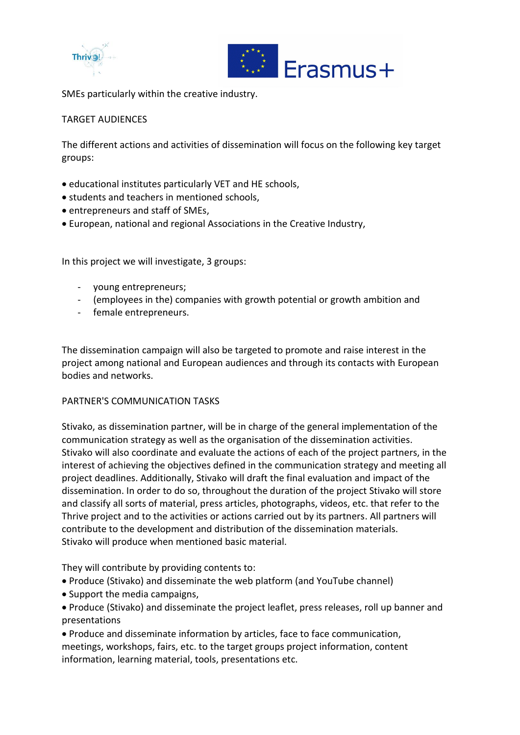SMEs particularly within the creative industry.

## TARGET AUDIENCES

The different actions and activities of dissemination will focus on the following key target groups:

- educational institutes particularly VET and HE schools,
- students and teachers in mentioned schools,
- entrepreneurs and staff of SMEs,
- European, national and regional Associations in the Creative Industry,

In this project we will investigate, 3 groups:

- young entrepreneurs;
- (employees in the) companies with growth potential or growth ambition and
- female entrepreneurs.

The dissemination campaign will also be targeted to promote and raise interest in the project among national and European audiences and through its contacts with European bodies and networks.

## PARTNER'S COMMUNICATION TASKS

Stivako, as dissemination partner, will be in charge of the general implementation of the communication strategy as well as the organisation of the dissemination activities. Stivako will also coordinate and evaluate the actions of each of the project partners, in the interest of achieving the objectives defined in the communication strategy and meeting all project deadlines. Additionally, Stivako will draft the final evaluation and impact of the dissemination. In order to do so, throughout the duration of the project Stivako will store and classify all sorts of material, press articles, photographs, videos, etc. that refer to the Thrive project and to the activities or actions carried out by its partners. All partners will contribute to the development and distribution of the dissemination materials. Stivako will produce when mentioned basic material.

They will contribute by providing contents to:

- Produce (Stivako) and disseminate the web platform (and YouTube channel)
- Support the media campaigns,
- Produce (Stivako) and disseminate the project leaflet, press releases, roll up banner and presentations
- Produce and disseminate information by articles, face to face communication, meetings, workshops, fairs, etc. to the target groups project information, content information, learning material, tools, presentations etc.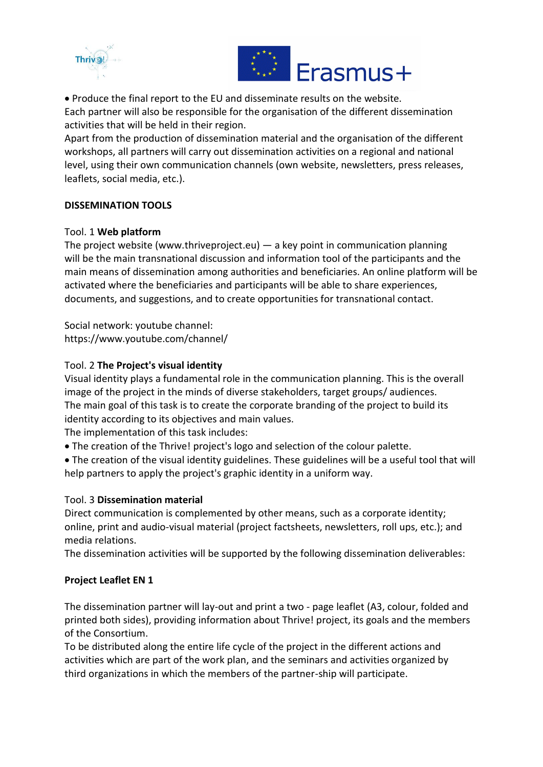- Produce the final report to the EU and disseminate results on the website.

Each partner will also be responsible for the organisation of the different dissemination activities that will be held in their region.

Apart from the production of dissemination material and the organisation of the different workshops, all partners will carry out dissemination activities on a regional and national level, using their own communication channels (own website, newsletters, press releases, leaflets, social media, etc.).

**DISSEMINATION TOOLS**

Tool. 1 **Web platform**

The project website (www.thriveproject.eu) — a key point in communication planning will be the main transnational discussion and information tool of the participants and the main means of dissemination among authorities and beneficiaries. An online platform will be activated where the beneficiaries and participants will be able to share experiences, documents, and suggestions, and to create opportunities for transnational contact.

Social network: youtube channel:
https://www.youtube.com/channel/

Tool. 2 **The Project's visual identity**

Visual identity plays a fundamental role in the communication planning. This is the overall image of the project in the minds of diverse stakeholders, target groups/ audiences. The main goal of this task is to create the corporate branding of the project to build its identity according to its objectives and main values.

The implementation of this task includes:

- The creation of the Thrive! project's logo and selection of the colour palette.
- The creation of the visual identity guidelines. These guidelines will be a useful tool that will help partners to apply the project's graphic identity in a uniform way.

Tool. 3 **Dissemination material**

Direct communication is complemented by other means, such as a corporate identity; online, print and audio-visual material (project factsheets, newsletters, roll ups, etc.); and media relations.

The dissemination activities will be supported by the following dissemination deliverables:

**Project Leaflet EN 1**

The dissemination partner will lay-out and print a two - page leaflet (A3, colour, folded and printed both sides), providing information about Thrive! project, its goals and the members of the Consortium.

To be distributed along the entire life cycle of the project in the different actions and activities which are part of the work plan, and the seminars and activities organized by third organizations in which the members of the partner-ship will participate.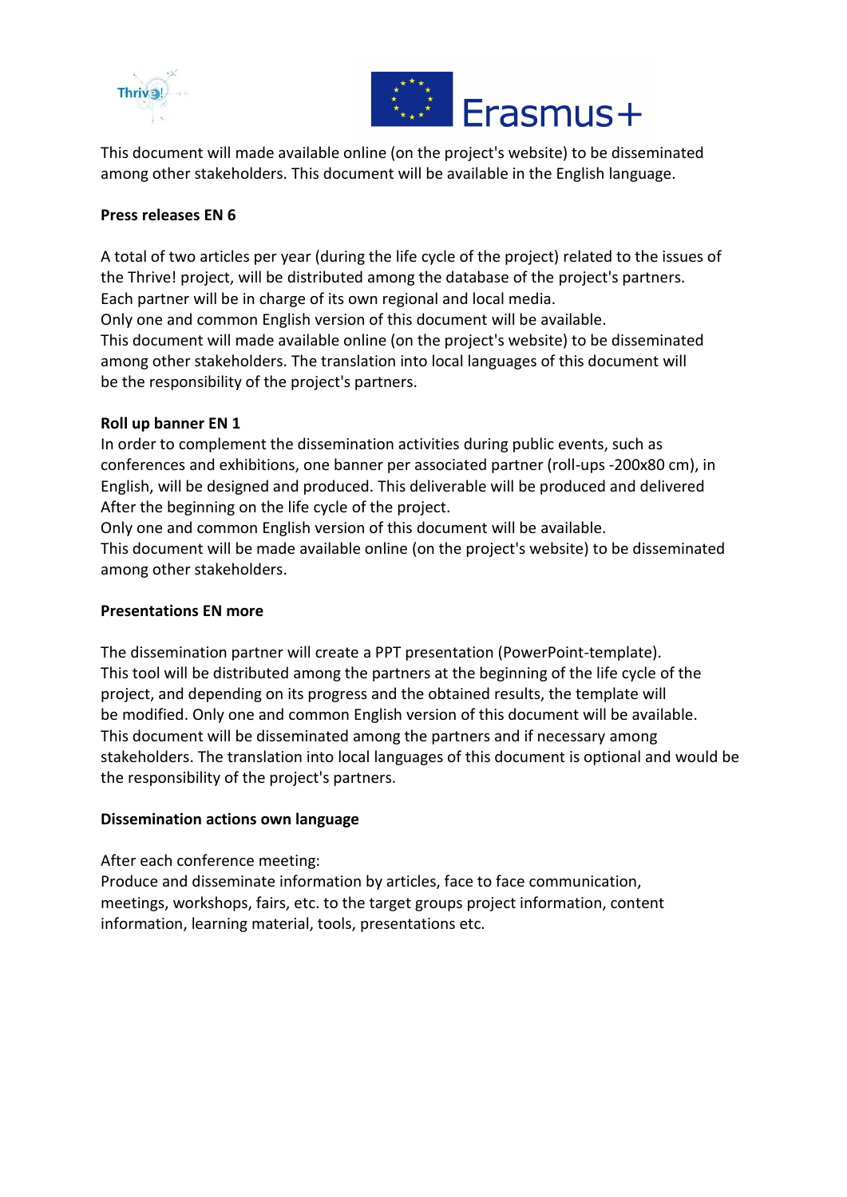This document will made available online (on the project's website) to be disseminated among other stakeholders. This document will be available in the English language.

**Press releases EN 6**

A total of two articles per year (during the life cycle of the project) related to the issues of the Thrive! project, will be distributed among the database of the project's partners. Each partner will be in charge of its own regional and local media.
Only one and common English version of this document will be available.
This document will made available online (on the project's website) to be disseminated among other stakeholders. The translation into local languages of this document will be the responsibility of the project's partners.

**Roll up banner EN 1**

In order to complement the dissemination activities during public events, such as conferences and exhibitions, one banner per associated partner (roll-ups -200x80 cm), in English, will be designed and produced. This deliverable will be produced and delivered After the beginning on the life cycle of the project.
Only one and common English version of this document will be available.
This document will be made available online (on the project's website) to be disseminated among other stakeholders.

**Presentations EN more**

The dissemination partner will create a PPT presentation (PowerPoint-template). This tool will be distributed among the partners at the beginning of the life cycle of the project, and depending on its progress and the obtained results, the template will be modified. Only one and common English version of this document will be available. This document will be disseminated among the partners and if necessary among stakeholders. The translation into local languages of this document is optional and would be the responsibility of the project's partners.

**Dissemination actions own language**

After each conference meeting:
Produce and disseminate information by articles, face to face communication, meetings, workshops, fairs, etc. to the target groups project information, content information, learning material, tools, presentations etc.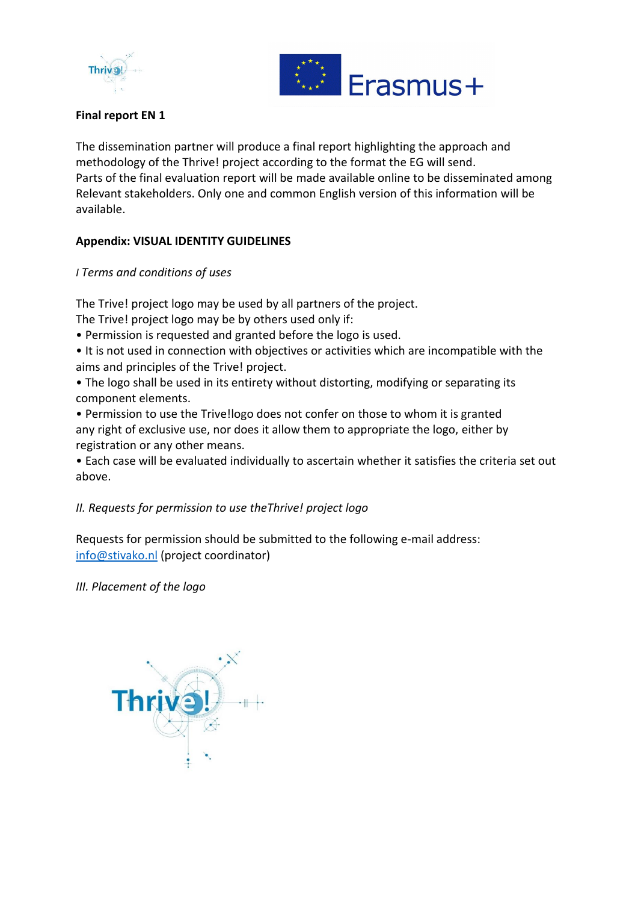**Final report EN 1**

The dissemination partner will produce a final report highlighting the approach and methodology of the Thrive! project according to the format the EG will send.
Parts of the final evaluation report will be made available online to be disseminated among Relevant stakeholders. Only one and common English version of this information will be available.

**Appendix: VISUAL IDENTITY GUIDELINES**

*I Terms and conditions of uses*

The Trive! project logo may be used by all partners of the project.
The Trive! project logo may be by others used only if:

- Permission is requested and granted before the logo is used.
- It is not used in connection with objectives or activities which are incompatible with the aims and principles of the Trive! project.
- The logo shall be used in its entirety without distorting, modifying or separating its component elements.
- Permission to use the Trive!logo does not confer on those to whom it is granted any right of exclusive use, nor does it allow them to appropriate the logo, either by registration or any other means.
- Each case will be evaluated individually to ascertain whether it satisfies the criteria set out above.

*II. Requests for permission to use theThrive! project logo*

Requests for permission should be submitted to the following e-mail address:
info@stivako.nl (project coordinator)

*III. Placement of the logo*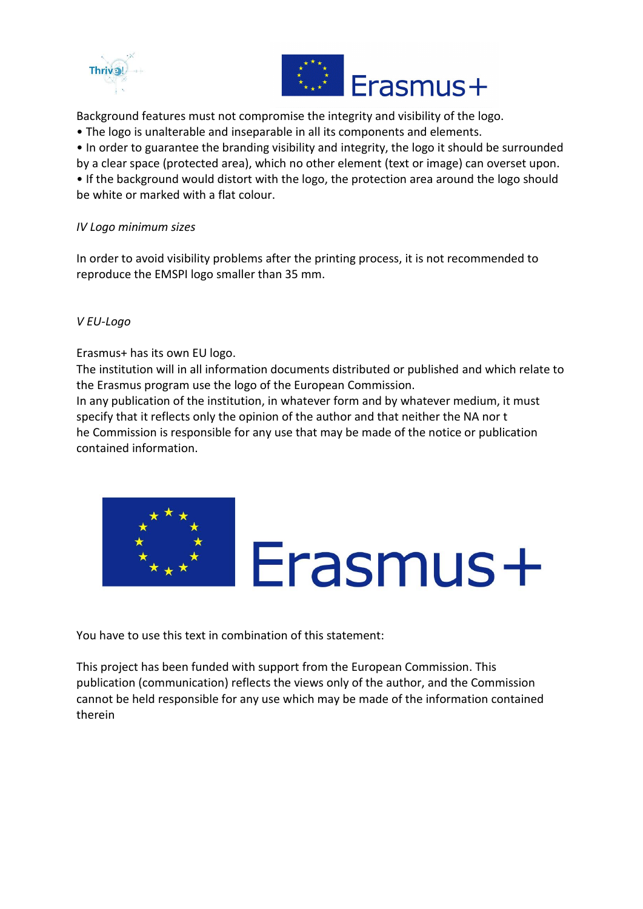Background features must not compromise the integrity and visibility of the logo.

- The logo is unalterable and inseparable in all its components and elements.
- In order to guarantee the branding visibility and integrity, the logo it should be surrounded by a clear space (protected area), which no other element (text or image) can overset upon.
- If the background would distort with the logo, the protection area around the logo should be white or marked with a flat colour.

*IV Logo minimum sizes*

In order to avoid visibility problems after the printing process, it is not recommended to reproduce the EMSPI logo smaller than 35 mm.

*V EU-Logo*

Erasmus+ has its own EU logo.
The institution will in all information documents distributed or published and which relate to the Erasmus program use the logo of the European Commission.
In any publication of the institution, in whatever form and by whatever medium, it must specify that it reflects only the opinion of the author and that neither the NA nor t
he Commission is responsible for any use that may be made of the notice or publication contained information.

You have to use this text in combination of this statement:

This project has been funded with support from the European Commission. This publication (communication) reflects the views only of the author, and the Commission cannot be held responsible for any use which may be made of the information contained therein